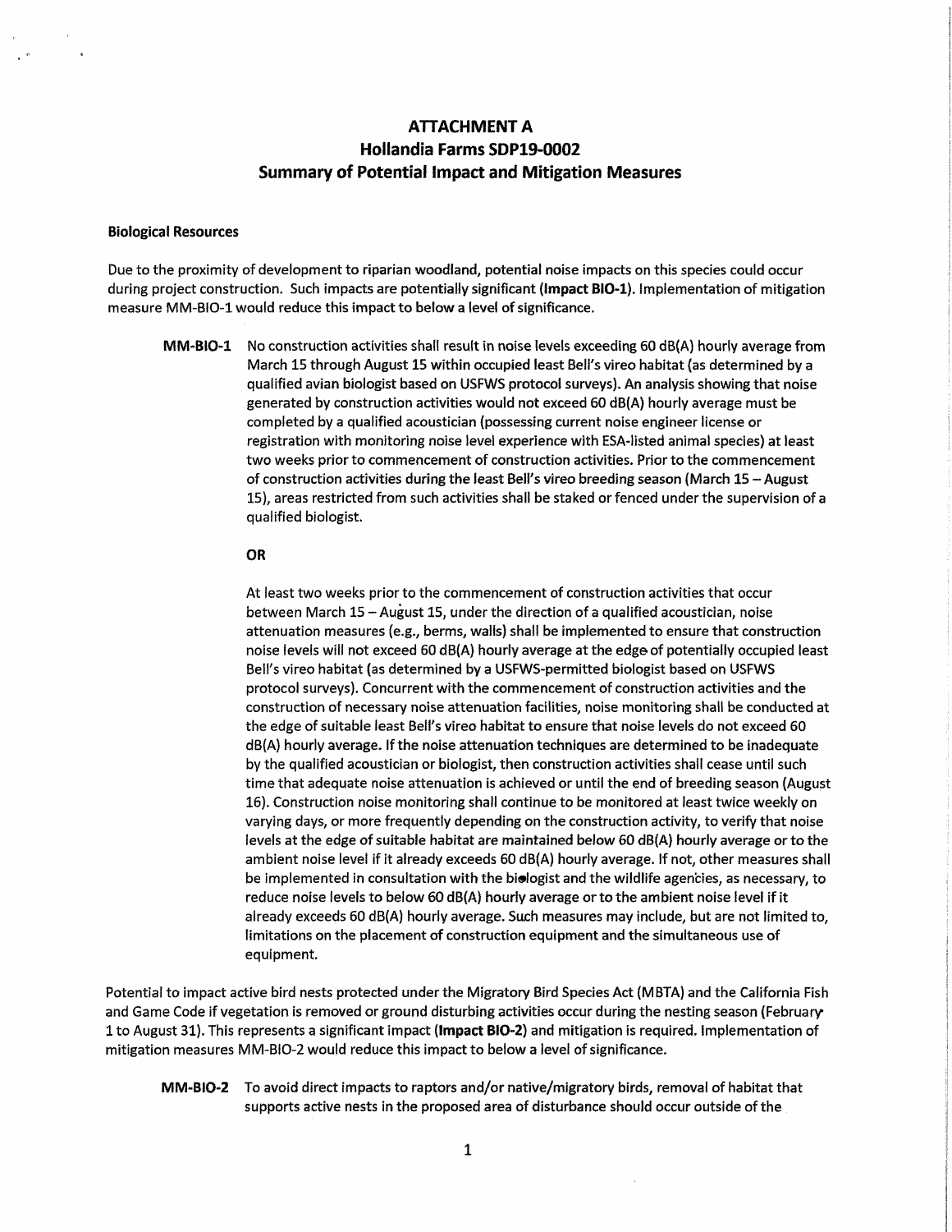# ATTACHMENT A
# Hollandia Farms SDP19-0002
# Summary of Potential Impact and Mitigation Measures

**Biological Resources**

Due to the proximity of development to riparian woodland, potential noise impacts on this species could occur during project construction. Such impacts are potentially significant (**Impact BIO-1**). Implementation of mitigation measure MM-BIO-1 would reduce this impact to below a level of significance.

**MM-BIO-1** No construction activities shall result in noise levels exceeding 60 dB(A) hourly average from March 15 through August 15 within occupied least Bell's vireo habitat (as determined by a qualified avian biologist based on USFWS protocol surveys). An analysis showing that noise generated by construction activities would not exceed 60 dB(A) hourly average must be completed by a qualified acoustician (possessing current noise engineer license or registration with monitoring noise level experience with ESA-listed animal species) at least two weeks prior to commencement of construction activities. Prior to the commencement of construction activities during the least Bell's vireo breeding season (March 15 – August 15), areas restricted from such activities shall be staked or fenced under the supervision of a qualified biologist.

**OR**

At least two weeks prior to the commencement of construction activities that occur between March 15 – August 15, under the direction of a qualified acoustician, noise attenuation measures (e.g., berms, walls) shall be implemented to ensure that construction noise levels will not exceed 60 dB(A) hourly average at the edge of potentially occupied least Bell's vireo habitat (as determined by a USFWS-permitted biologist based on USFWS protocol surveys). Concurrent with the commencement of construction activities and the construction of necessary noise attenuation facilities, noise monitoring shall be conducted at the edge of suitable least Bell's vireo habitat to ensure that noise levels do not exceed 60 dB(A) hourly average. If the noise attenuation techniques are determined to be inadequate by the qualified acoustician or biologist, then construction activities shall cease until such time that adequate noise attenuation is achieved or until the end of breeding season (August 16). Construction noise monitoring shall continue to be monitored at least twice weekly on varying days, or more frequently depending on the construction activity, to verify that noise levels at the edge of suitable habitat are maintained below 60 dB(A) hourly average or to the ambient noise level if it already exceeds 60 dB(A) hourly average. If not, other measures shall be implemented in consultation with the biologist and the wildlife agencies, as necessary, to reduce noise levels to below 60 dB(A) hourly average or to the ambient noise level if it already exceeds 60 dB(A) hourly average. Such measures may include, but are not limited to, limitations on the placement of construction equipment and the simultaneous use of equipment.

Potential to impact active bird nests protected under the Migratory Bird Species Act (MBTA) and the California Fish and Game Code if vegetation is removed or ground disturbing activities occur during the nesting season (February 1 to August 31). This represents a significant impact (**Impact BIO-2**) and mitigation is required. Implementation of mitigation measures MM-BIO-2 would reduce this impact to below a level of significance.

**MM-BIO-2** To avoid direct impacts to raptors and/or native/migratory birds, removal of habitat that supports active nests in the proposed area of disturbance should occur outside of the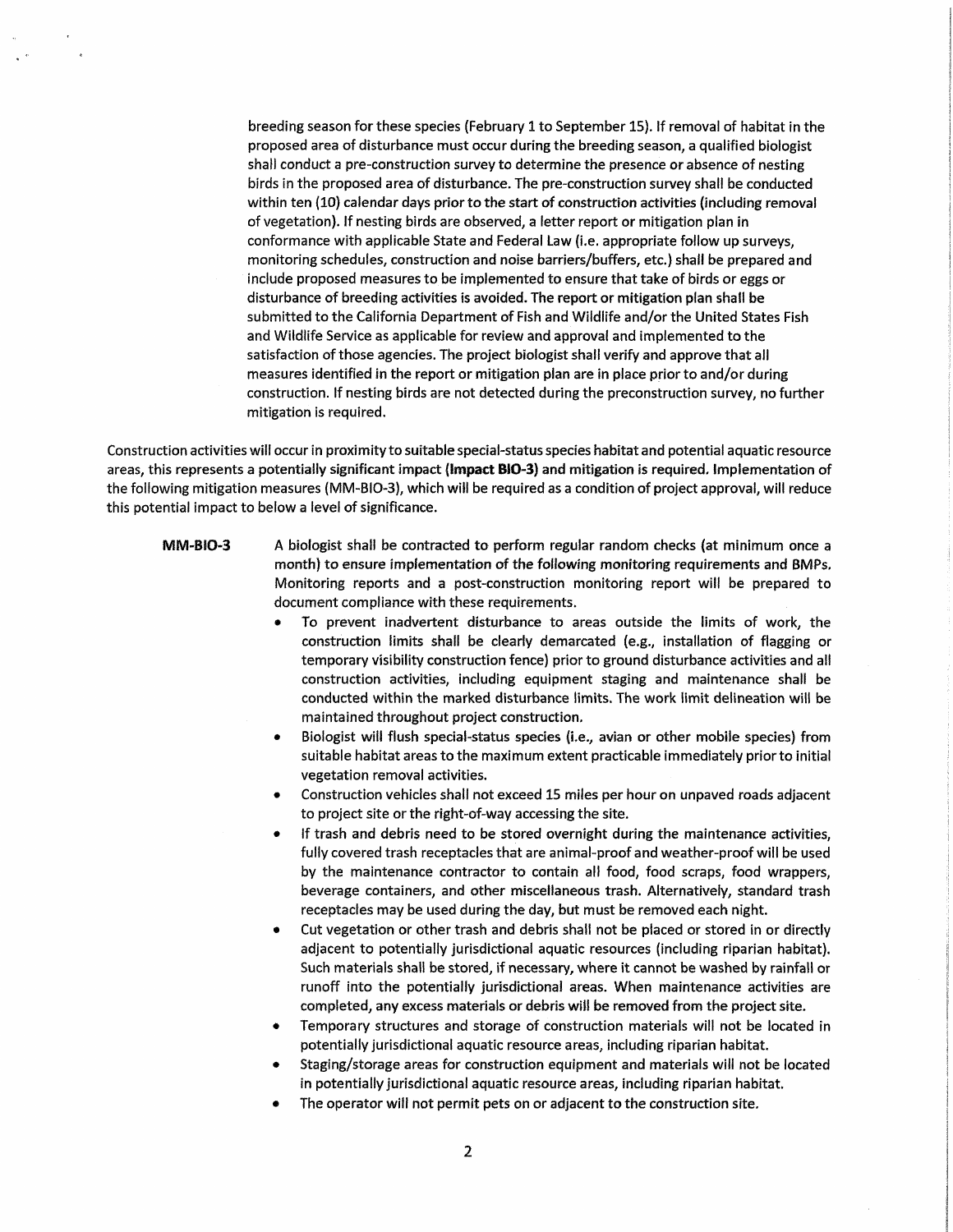breeding season for these species (February 1 to September 15). If removal of habitat in the proposed area of disturbance must occur during the breeding season, a qualified biologist shall conduct a pre-construction survey to determine the presence or absence of nesting birds in the proposed area of disturbance. The pre-construction survey shall be conducted within ten (10) calendar days prior to the start of construction activities (including removal of vegetation). If nesting birds are observed, a letter report or mitigation plan in conformance with applicable State and Federal Law (i.e. appropriate follow up surveys, monitoring schedules, construction and noise barriers/buffers, etc.) shall be prepared and include proposed measures to be implemented to ensure that take of birds or eggs or disturbance of breeding activities is avoided. The report or mitigation plan shall be submitted to the California Department of Fish and Wildlife and/or the United States Fish and Wildlife Service as applicable for review and approval and implemented to the satisfaction of those agencies. The project biologist shall verify and approve that all measures identified in the report or mitigation plan are in place prior to and/or during construction. If nesting birds are not detected during the preconstruction survey, no further mitigation is required.

Construction activities will occur in proximity to suitable special-status species habitat and potential aquatic resource areas, this represents a potentially significant impact (**Impact BIO-3**) and mitigation is required. Implementation of the following mitigation measures (MM-BIO-3), which will be required as a condition of project approval, will reduce this potential impact to below a level of significance.

**MM-BIO-3** A biologist shall be contracted to perform regular random checks (at minimum once a month) to ensure implementation of the following monitoring requirements and BMPs. Monitoring reports and a post-construction monitoring report will be prepared to document compliance with these requirements.

- To prevent inadvertent disturbance to areas outside the limits of work, the construction limits shall be clearly demarcated (e.g., installation of flagging or temporary visibility construction fence) prior to ground disturbance activities and all construction activities, including equipment staging and maintenance shall be conducted within the marked disturbance limits. The work limit delineation will be maintained throughout project construction.
- Biologist will flush special-status species (i.e., avian or other mobile species) from suitable habitat areas to the maximum extent practicable immediately prior to initial vegetation removal activities.
- Construction vehicles shall not exceed 15 miles per hour on unpaved roads adjacent to project site or the right-of-way accessing the site.
- If trash and debris need to be stored overnight during the maintenance activities, fully covered trash receptacles that are animal-proof and weather-proof will be used by the maintenance contractor to contain all food, food scraps, food wrappers, beverage containers, and other miscellaneous trash. Alternatively, standard trash receptacles may be used during the day, but must be removed each night.
- Cut vegetation or other trash and debris shall not be placed or stored in or directly adjacent to potentially jurisdictional aquatic resources (including riparian habitat). Such materials shall be stored, if necessary, where it cannot be washed by rainfall or runoff into the potentially jurisdictional areas. When maintenance activities are completed, any excess materials or debris will be removed from the project site.
- Temporary structures and storage of construction materials will not be located in potentially jurisdictional aquatic resource areas, including riparian habitat.
- Staging/storage areas for construction equipment and materials will not be located in potentially jurisdictional aquatic resource areas, including riparian habitat.
- The operator will not permit pets on or adjacent to the construction site.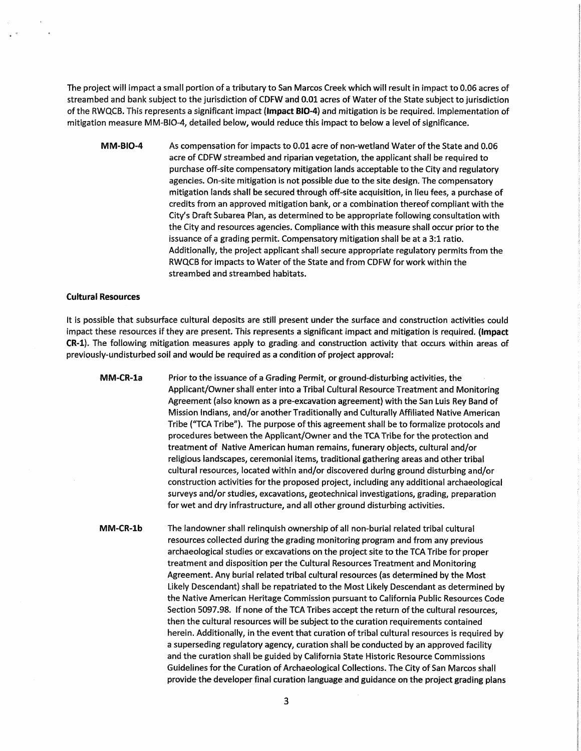The project will impact a small portion of a tributary to San Marcos Creek which will result in impact to 0.06 acres of streambed and bank subject to the jurisdiction of CDFW and 0.01 acres of Water of the State subject to jurisdiction of the RWQCB. This represents a significant impact (**Impact BIO-4**) and mitigation is be required. Implementation of mitigation measure MM-BIO-4, detailed below, would reduce this impact to below a level of significance.

**MM-BIO-4** As compensation for impacts to 0.01 acre of non-wetland Water of the State and 0.06 acre of CDFW streambed and riparian vegetation, the applicant shall be required to purchase off-site compensatory mitigation lands acceptable to the City and regulatory agencies. On-site mitigation is not possible due to the site design. The compensatory mitigation lands shall be secured through off-site acquisition, in lieu fees, a purchase of credits from an approved mitigation bank, or a combination thereof compliant with the City's Draft Subarea Plan, as determined to be appropriate following consultation with the City and resources agencies. Compliance with this measure shall occur prior to the issuance of a grading permit. Compensatory mitigation shall be at a 3:1 ratio. Additionally, the project applicant shall secure appropriate regulatory permits from the RWQCB for impacts to Water of the State and from CDFW for work within the streambed and streambed habitats.

**Cultural Resources**

It is possible that subsurface cultural deposits are still present under the surface and construction activities could impact these resources if they are present. This represents a significant impact and mitigation is required. (**Impact CR-1**). The following mitigation measures apply to grading and construction activity that occurs within areas of previously-undisturbed soil and would be required as a condition of project approval:

**MM-CR-1a** Prior to the issuance of a Grading Permit, or ground-disturbing activities, the Applicant/Owner shall enter into a Tribal Cultural Resource Treatment and Monitoring Agreement (also known as a pre-excavation agreement) with the San Luis Rey Band of Mission Indians, and/or another Traditionally and Culturally Affiliated Native American Tribe ("TCA Tribe"). The purpose of this agreement shall be to formalize protocols and procedures between the Applicant/Owner and the TCA Tribe for the protection and treatment of Native American human remains, funerary objects, cultural and/or religious landscapes, ceremonial items, traditional gathering areas and other tribal cultural resources, located within and/or discovered during ground disturbing and/or construction activities for the proposed project, including any additional archaeological surveys and/or studies, excavations, geotechnical investigations, grading, preparation for wet and dry infrastructure, and all other ground disturbing activities.

**MM-CR-1b** The landowner shall relinquish ownership of all non-burial related tribal cultural resources collected during the grading monitoring program and from any previous archaeological studies or excavations on the project site to the TCA Tribe for proper treatment and disposition per the Cultural Resources Treatment and Monitoring Agreement. Any burial related tribal cultural resources (as determined by the Most Likely Descendant) shall be repatriated to the Most Likely Descendant as determined by the Native American Heritage Commission pursuant to California Public Resources Code Section 5097.98. If none of the TCA Tribes accept the return of the cultural resources, then the cultural resources will be subject to the curation requirements contained herein. Additionally, in the event that curation of tribal cultural resources is required by a superseding regulatory agency, curation shall be conducted by an approved facility and the curation shall be guided by California State Historic Resource Commissions Guidelines for the Curation of Archaeological Collections. The City of San Marcos shall provide the developer final curation language and guidance on the project grading plans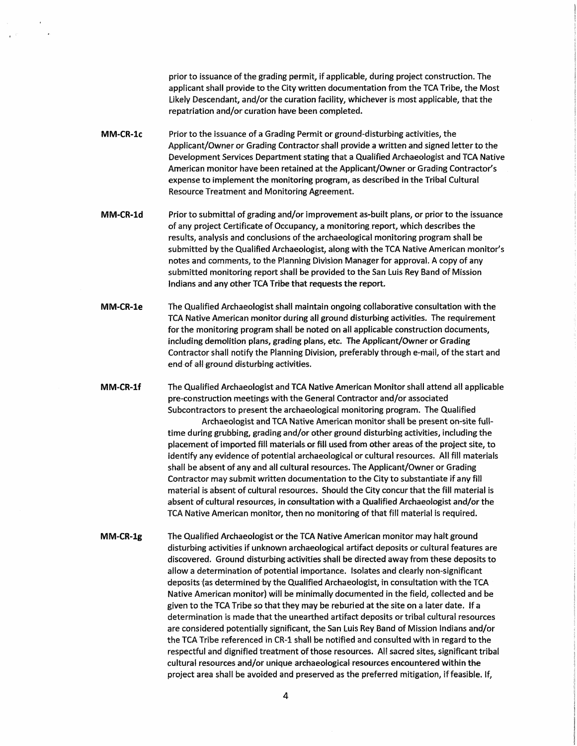prior to issuance of the grading permit, if applicable, during project construction. The applicant shall provide to the City written documentation from the TCA Tribe, the Most Likely Descendant, and/or the curation facility, whichever is most applicable, that the repatriation and/or curation have been completed.

**MM-CR-1c** Prior to the issuance of a Grading Permit or ground-disturbing activities, the Applicant/Owner or Grading Contractor shall provide a written and signed letter to the Development Services Department stating that a Qualified Archaeologist and TCA Native American monitor have been retained at the Applicant/Owner or Grading Contractor's expense to implement the monitoring program, as described in the Tribal Cultural Resource Treatment and Monitoring Agreement.

**MM-CR-1d** Prior to submittal of grading and/or improvement as-built plans, or prior to the issuance of any project Certificate of Occupancy, a monitoring report, which describes the results, analysis and conclusions of the archaeological monitoring program shall be submitted by the Qualified Archaeologist, along with the TCA Native American monitor's notes and comments, to the Planning Division Manager for approval. A copy of any submitted monitoring report shall be provided to the San Luis Rey Band of Mission Indians and any other TCA Tribe that requests the report.

**MM-CR-1e** The Qualified Archaeologist shall maintain ongoing collaborative consultation with the TCA Native American monitor during all ground disturbing activities. The requirement for the monitoring program shall be noted on all applicable construction documents, including demolition plans, grading plans, etc. The Applicant/Owner or Grading Contractor shall notify the Planning Division, preferably through e-mail, of the start and end of all ground disturbing activities.

**MM-CR-1f** The Qualified Archaeologist and TCA Native American Monitor shall attend all applicable pre-construction meetings with the General Contractor and/or associated Subcontractors to present the archaeological monitoring program. The Qualified Archaeologist and TCA Native American monitor shall be present on-site full-time during grubbing, grading and/or other ground disturbing activities, including the placement of imported fill materials or fill used from other areas of the project site, to identify any evidence of potential archaeological or cultural resources. All fill materials shall be absent of any and all cultural resources. The Applicant/Owner or Grading Contractor may submit written documentation to the City to substantiate if any fill material is absent of cultural resources. Should the City concur that the fill material is absent of cultural resources, in consultation with a Qualified Archaeologist and/or the TCA Native American monitor, then no monitoring of that fill material is required.

**MM-CR-1g** The Qualified Archaeologist or the TCA Native American monitor may halt ground disturbing activities if unknown archaeological artifact deposits or cultural features are discovered. Ground disturbing activities shall be directed away from these deposits to allow a determination of potential importance. Isolates and clearly non-significant deposits (as determined by the Qualified Archaeologist, in consultation with the TCA Native American monitor) will be minimally documented in the field, collected and be given to the TCA Tribe so that they may be reburied at the site on a later date. If a determination is made that the unearthed artifact deposits or tribal cultural resources are considered potentially significant, the San Luis Rey Band of Mission Indians and/or the TCA Tribe referenced in CR-1 shall be notified and consulted with in regard to the respectful and dignified treatment of those resources. All sacred sites, significant tribal cultural resources and/or unique archaeological resources encountered within the project area shall be avoided and preserved as the preferred mitigation, if feasible. If,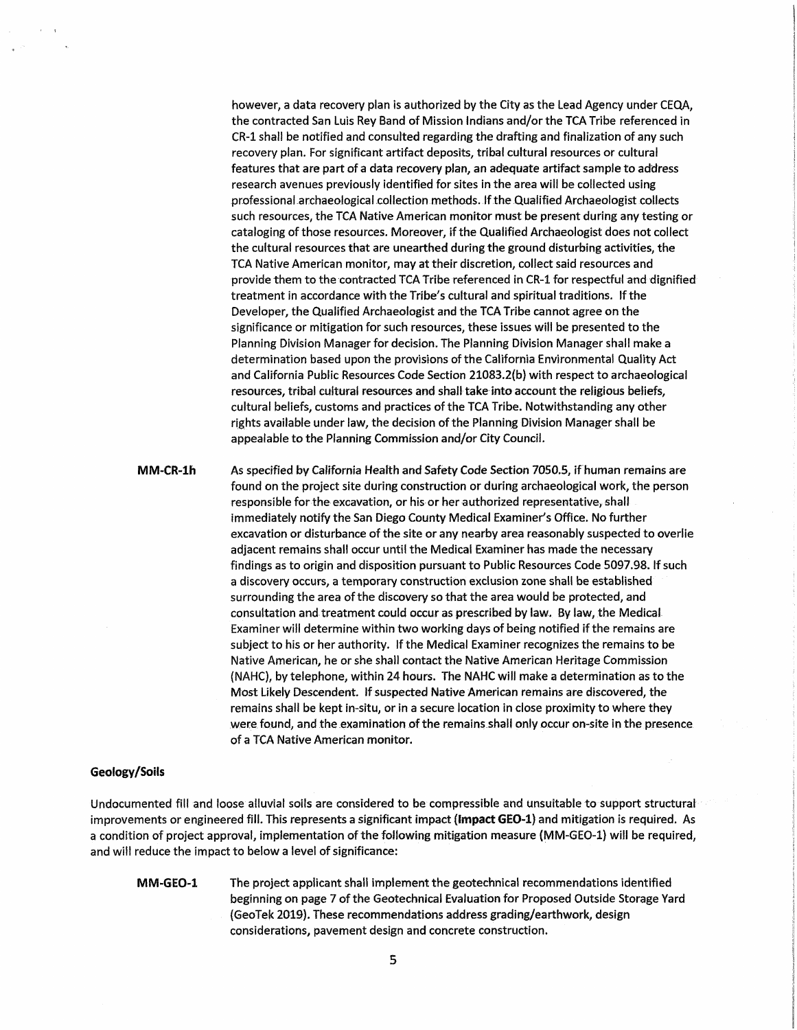however, a data recovery plan is authorized by the City as the Lead Agency under CEQA, the contracted San Luis Rey Band of Mission Indians and/or the TCA Tribe referenced in CR-1 shall be notified and consulted regarding the drafting and finalization of any such recovery plan. For significant artifact deposits, tribal cultural resources or cultural features that are part of a data recovery plan, an adequate artifact sample to address research avenues previously identified for sites in the area will be collected using professional archaeological collection methods. If the Qualified Archaeologist collects such resources, the TCA Native American monitor must be present during any testing or cataloging of those resources. Moreover, if the Qualified Archaeologist does not collect the cultural resources that are unearthed during the ground disturbing activities, the TCA Native American monitor, may at their discretion, collect said resources and provide them to the contracted TCA Tribe referenced in CR-1 for respectful and dignified treatment in accordance with the Tribe's cultural and spiritual traditions. If the Developer, the Qualified Archaeologist and the TCA Tribe cannot agree on the significance or mitigation for such resources, these issues will be presented to the Planning Division Manager for decision. The Planning Division Manager shall make a determination based upon the provisions of the California Environmental Quality Act and California Public Resources Code Section 21083.2(b) with respect to archaeological resources, tribal cultural resources and shall take into account the religious beliefs, cultural beliefs, customs and practices of the TCA Tribe. Notwithstanding any other rights available under law, the decision of the Planning Division Manager shall be appealable to the Planning Commission and/or City Council.

**MM-CR-1h** As specified by California Health and Safety Code Section 7050.5, if human remains are found on the project site during construction or during archaeological work, the person responsible for the excavation, or his or her authorized representative, shall immediately notify the San Diego County Medical Examiner's Office. No further excavation or disturbance of the site or any nearby area reasonably suspected to overlie adjacent remains shall occur until the Medical Examiner has made the necessary findings as to origin and disposition pursuant to Public Resources Code 5097.98. If such a discovery occurs, a temporary construction exclusion zone shall be established surrounding the area of the discovery so that the area would be protected, and consultation and treatment could occur as prescribed by law. By law, the Medical Examiner will determine within two working days of being notified if the remains are subject to his or her authority. If the Medical Examiner recognizes the remains to be Native American, he or she shall contact the Native American Heritage Commission (NAHC), by telephone, within 24 hours. The NAHC will make a determination as to the Most Likely Descendent. If suspected Native American remains are discovered, the remains shall be kept in-situ, or in a secure location in close proximity to where they were found, and the examination of the remains shall only occur on-site in the presence of a TCA Native American monitor.

**Geology/Soils**

Undocumented fill and loose alluvial soils are considered to be compressible and unsuitable to support structural improvements or engineered fill. This represents a significant impact (**Impact GEO-1**) and mitigation is required. As a condition of project approval, implementation of the following mitigation measure (MM-GEO-1) will be required, and will reduce the impact to below a level of significance:

**MM-GEO-1** The project applicant shall implement the geotechnical recommendations identified beginning on page 7 of the Geotechnical Evaluation for Proposed Outside Storage Yard (GeoTek 2019). These recommendations address grading/earthwork, design considerations, pavement design and concrete construction.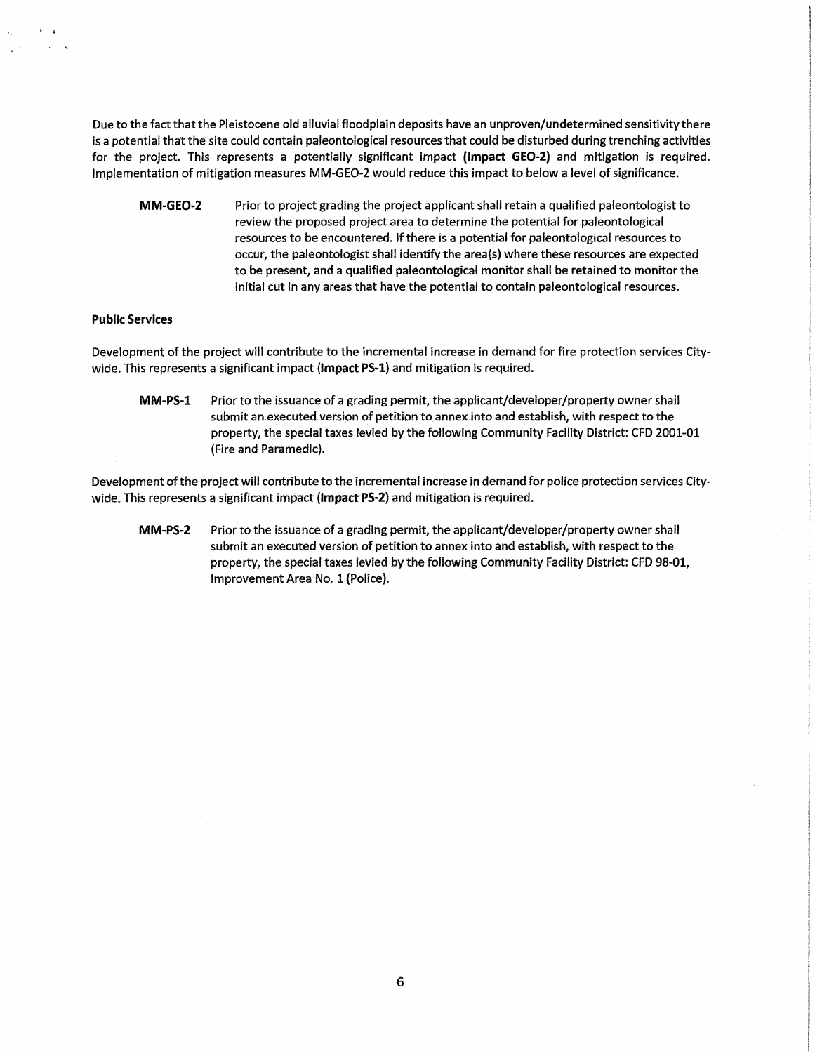Due to the fact that the Pleistocene old alluvial floodplain deposits have an unproven/undetermined sensitivity there is a potential that the site could contain paleontological resources that could be disturbed during trenching activities for the project. This represents a potentially significant impact **(Impact GEO-2)** and mitigation is required. Implementation of mitigation measures MM-GEO-2 would reduce this impact to below a level of significance.

> **MM-GEO-2** Prior to project grading the project applicant shall retain a qualified paleontologist to review the proposed project area to determine the potential for paleontological resources to be encountered. If there is a potential for paleontological resources to occur, the paleontologist shall identify the area(s) where these resources are expected to be present, and a qualified paleontological monitor shall be retained to monitor the initial cut in any areas that have the potential to contain paleontological resources.

**Public Services**

Development of the project will contribute to the incremental increase in demand for fire protection services City-wide. This represents a significant impact **(Impact PS-1)** and mitigation is required.

> **MM-PS-1** Prior to the issuance of a grading permit, the applicant/developer/property owner shall submit an executed version of petition to annex into and establish, with respect to the property, the special taxes levied by the following Community Facility District: CFD 2001-01 (Fire and Paramedic).

Development of the project will contribute to the incremental increase in demand for police protection services City-wide. This represents a significant impact **(Impact PS-2)** and mitigation is required.

> **MM-PS-2** Prior to the issuance of a grading permit, the applicant/developer/property owner shall submit an executed version of petition to annex into and establish, with respect to the property, the special taxes levied by the following Community Facility District: CFD 98-01, Improvement Area No. 1 (Police).